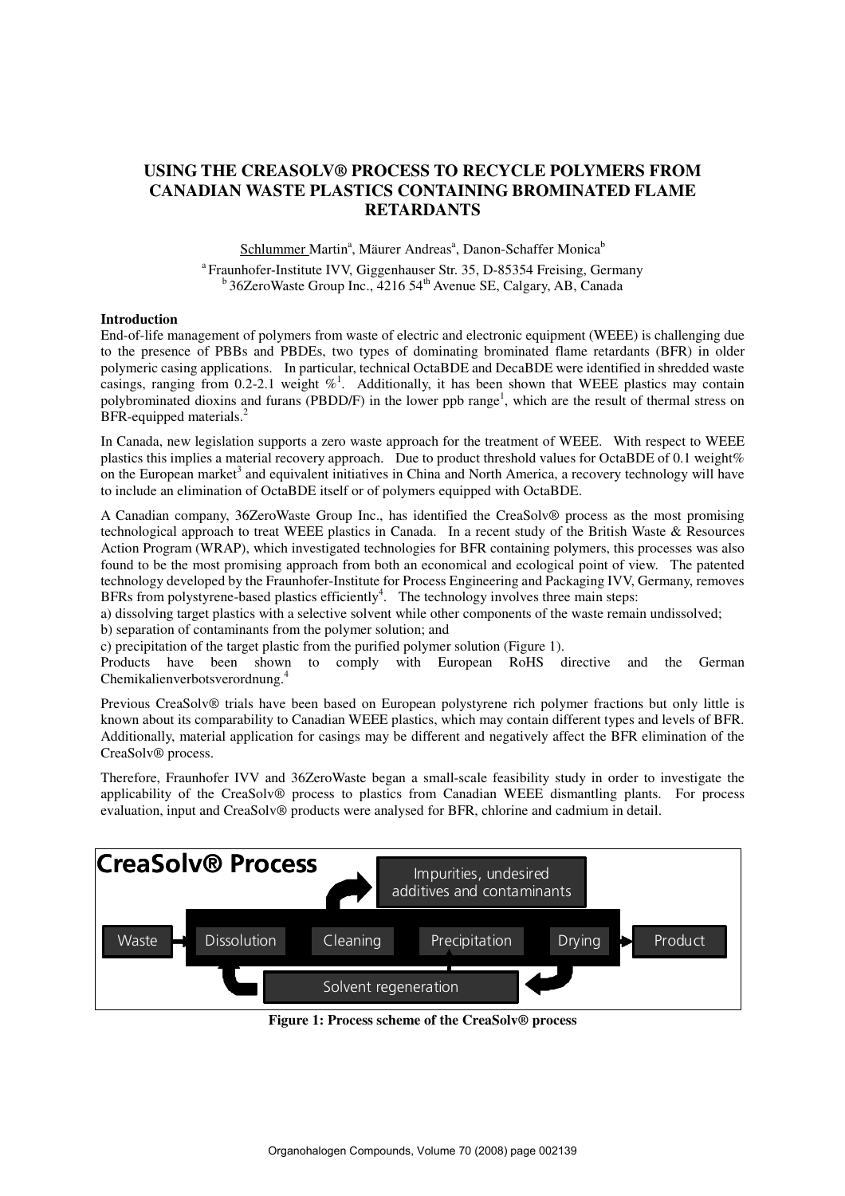# USING THE CREASOLV® PROCESS TO RECYCLE POLYMERS FROM CANADIAN WASTE PLASTICS CONTAINING BROMINATED FLAME RETARDANTS

Schlummer Martin[a], Mäurer Andreas[a], Danon-Schaffer Monica[b]

[a] Fraunhofer-Institute IVV, Giggenhauser Str. 35, D-85354 Freising, Germany
[b] 36ZeroWaste Group Inc., 4216 54th Avenue SE, Calgary, AB, Canada

## Introduction

End-of-life management of polymers from waste of electric and electronic equipment (WEEE) is challenging due to the presence of PBBs and PBDEs, two types of dominating brominated flame retardants (BFR) in older polymeric casing applications. In particular, technical OctaBDE and DecaBDE were identified in shredded waste casings, ranging from 0.2-2.1 weight %[1]. Additionally, it has been shown that WEEE plastics may contain polybrominated dioxins and furans (PBDD/F) in the lower ppb range[1], which are the result of thermal stress on BFR-equipped materials.[2]

In Canada, new legislation supports a zero waste approach for the treatment of WEEE. With respect to WEEE plastics this implies a material recovery approach. Due to product threshold values for OctaBDE of 0.1 weight% on the European market[3] and equivalent initiatives in China and North America, a recovery technology will have to include an elimination of OctaBDE itself or of polymers equipped with OctaBDE.

A Canadian company, 36ZeroWaste Group Inc., has identified the CreaSolv® process as the most promising technological approach to treat WEEE plastics in Canada. In a recent study of the British Waste & Resources Action Program (WRAP), which investigated technologies for BFR containing polymers, this processes was also found to be the most promising approach from both an economical and ecological point of view. The patented technology developed by the Fraunhofer-Institute for Process Engineering and Packaging IVV, Germany, removes BFRs from polystyrene-based plastics efficiently[4]. The technology involves three main steps:

a) dissolving target plastics with a selective solvent while other components of the waste remain undissolved;
b) separation of contaminants from the polymer solution; and
c) precipitation of the target plastic from the purified polymer solution (Figure 1).

Products have been shown to comply with European RoHS directive and the German Chemikalienverbotsverordnung.[4]

Previous CreaSolv® trials have been based on European polystyrene rich polymer fractions but only little is known about its comparability to Canadian WEEE plastics, which may contain different types and levels of BFR. Additionally, material application for casings may be different and negatively affect the BFR elimination of the CreaSolv® process.

Therefore, Fraunhofer IVV and 36ZeroWaste began a small-scale feasibility study in order to investigate the applicability of the CreaSolv® process to plastics from Canadian WEEE dismantling plants. For process evaluation, input and CreaSolv® products were analysed for BFR, chlorine and cadmium in detail.

**CreaSolv® Process**

Waste → Dissolution → Cleaning → Precipitation → Drying → Product

Cleaning → Impurities, undesired additives and contaminants

Solvent regeneration

**Figure 1: Process scheme of the CreaSolv® process**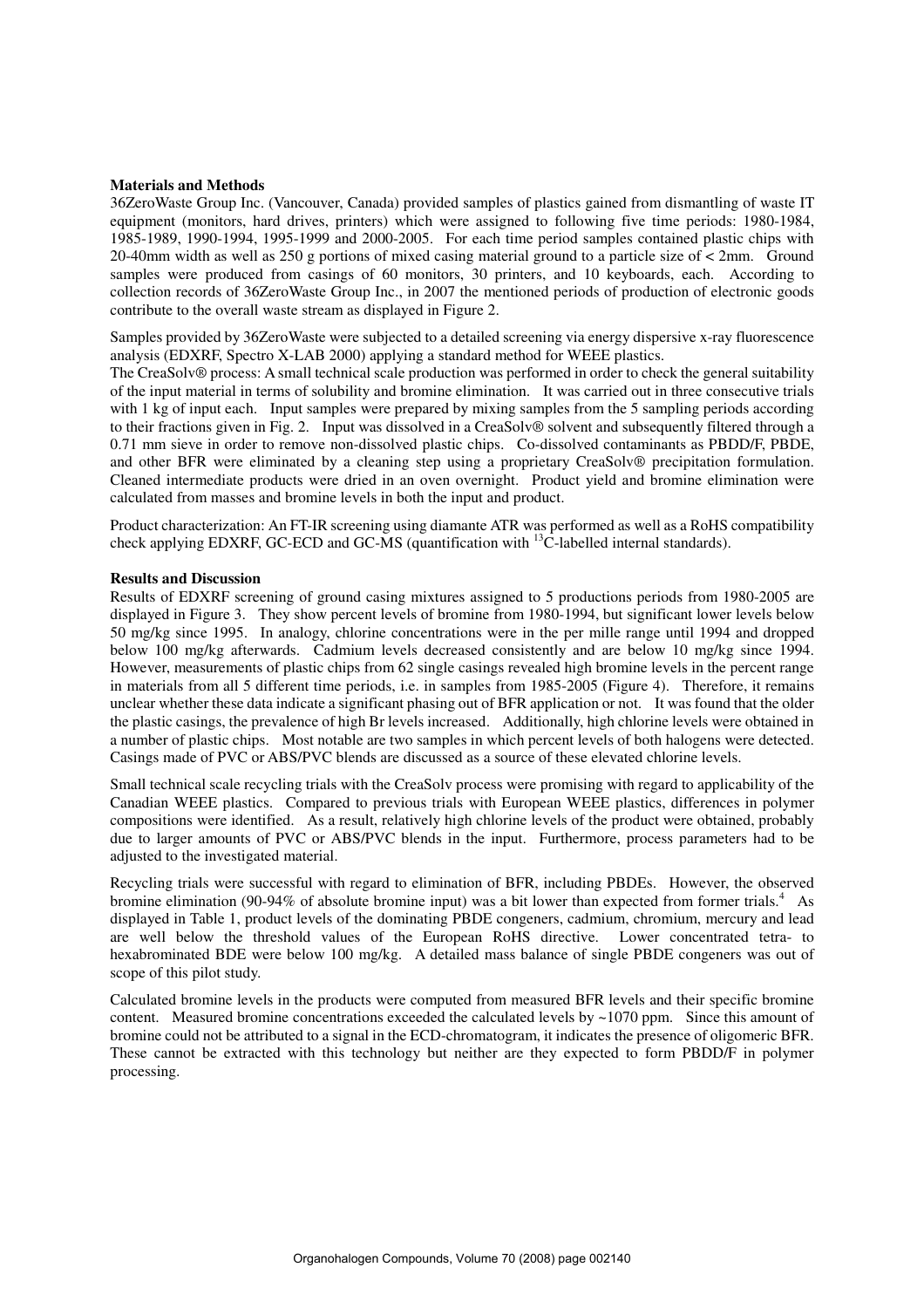**Materials and Methods**

36ZeroWaste Group Inc. (Vancouver, Canada) provided samples of plastics gained from dismantling of waste IT equipment (monitors, hard drives, printers) which were assigned to following five time periods: 1980-1984, 1985-1989, 1990-1994, 1995-1999 and 2000-2005. For each time period samples contained plastic chips with 20-40mm width as well as 250 g portions of mixed casing material ground to a particle size of < 2mm. Ground samples were produced from casings of 60 monitors, 30 printers, and 10 keyboards, each. According to collection records of 36ZeroWaste Group Inc., in 2007 the mentioned periods of production of electronic goods contribute to the overall waste stream as displayed in Figure 2.

Samples provided by 36ZeroWaste were subjected to a detailed screening via energy dispersive x-ray fluorescence analysis (EDXRF, Spectro X-LAB 2000) applying a standard method for WEEE plastics.

The CreaSolv® process: A small technical scale production was performed in order to check the general suitability of the input material in terms of solubility and bromine elimination. It was carried out in three consecutive trials with 1 kg of input each. Input samples were prepared by mixing samples from the 5 sampling periods according to their fractions given in Fig. 2. Input was dissolved in a CreaSolv® solvent and subsequently filtered through a 0.71 mm sieve in order to remove non-dissolved plastic chips. Co-dissolved contaminants as PBDD/F, PBDE, and other BFR were eliminated by a cleaning step using a proprietary CreaSolv® precipitation formulation. Cleaned intermediate products were dried in an oven overnight. Product yield and bromine elimination were calculated from masses and bromine levels in both the input and product.

Product characterization: An FT-IR screening using diamante ATR was performed as well as a RoHS compatibility check applying EDXRF, GC-ECD and GC-MS (quantification with $^{13}C$-labelled internal standards).

**Results and Discussion**

Results of EDXRF screening of ground casing mixtures assigned to 5 productions periods from 1980-2005 are displayed in Figure 3. They show percent levels of bromine from 1980-1994, but significant lower levels below 50 mg/kg since 1995. In analogy, chlorine concentrations were in the per mille range until 1994 and dropped below 100 mg/kg afterwards. Cadmium levels decreased consistently and are below 10 mg/kg since 1994. However, measurements of plastic chips from 62 single casings revealed high bromine levels in the percent range in materials from all 5 different time periods, i.e. in samples from 1985-2005 (Figure 4). Therefore, it remains unclear whether these data indicate a significant phasing out of BFR application or not. It was found that the older the plastic casings, the prevalence of high Br levels increased. Additionally, high chlorine levels were obtained in a number of plastic chips. Most notable are two samples in which percent levels of both halogens were detected. Casings made of PVC or ABS/PVC blends are discussed as a source of these elevated chlorine levels.

Small technical scale recycling trials with the CreaSolv process were promising with regard to applicability of the Canadian WEEE plastics. Compared to previous trials with European WEEE plastics, differences in polymer compositions were identified. As a result, relatively high chlorine levels of the product were obtained, probably due to larger amounts of PVC or ABS/PVC blends in the input. Furthermore, process parameters had to be adjusted to the investigated material.

Recycling trials were successful with regard to elimination of BFR, including PBDEs. However, the observed bromine elimination (90-94% of absolute bromine input) was a bit lower than expected from former trials.[4] As displayed in Table 1, product levels of the dominating PBDE congeners, cadmium, chromium, mercury and lead are well below the threshold values of the European RoHS directive. Lower concentrated tetra- to hexabrominated BDE were below 100 mg/kg. A detailed mass balance of single PBDE congeners was out of scope of this pilot study.

Calculated bromine levels in the products were computed from measured BFR levels and their specific bromine content. Measured bromine concentrations exceeded the calculated levels by ~1070 ppm. Since this amount of bromine could not be attributed to a signal in the ECD-chromatogram, it indicates the presence of oligomeric BFR. These cannot be extracted with this technology but neither are they expected to form PBDD/F in polymer processing.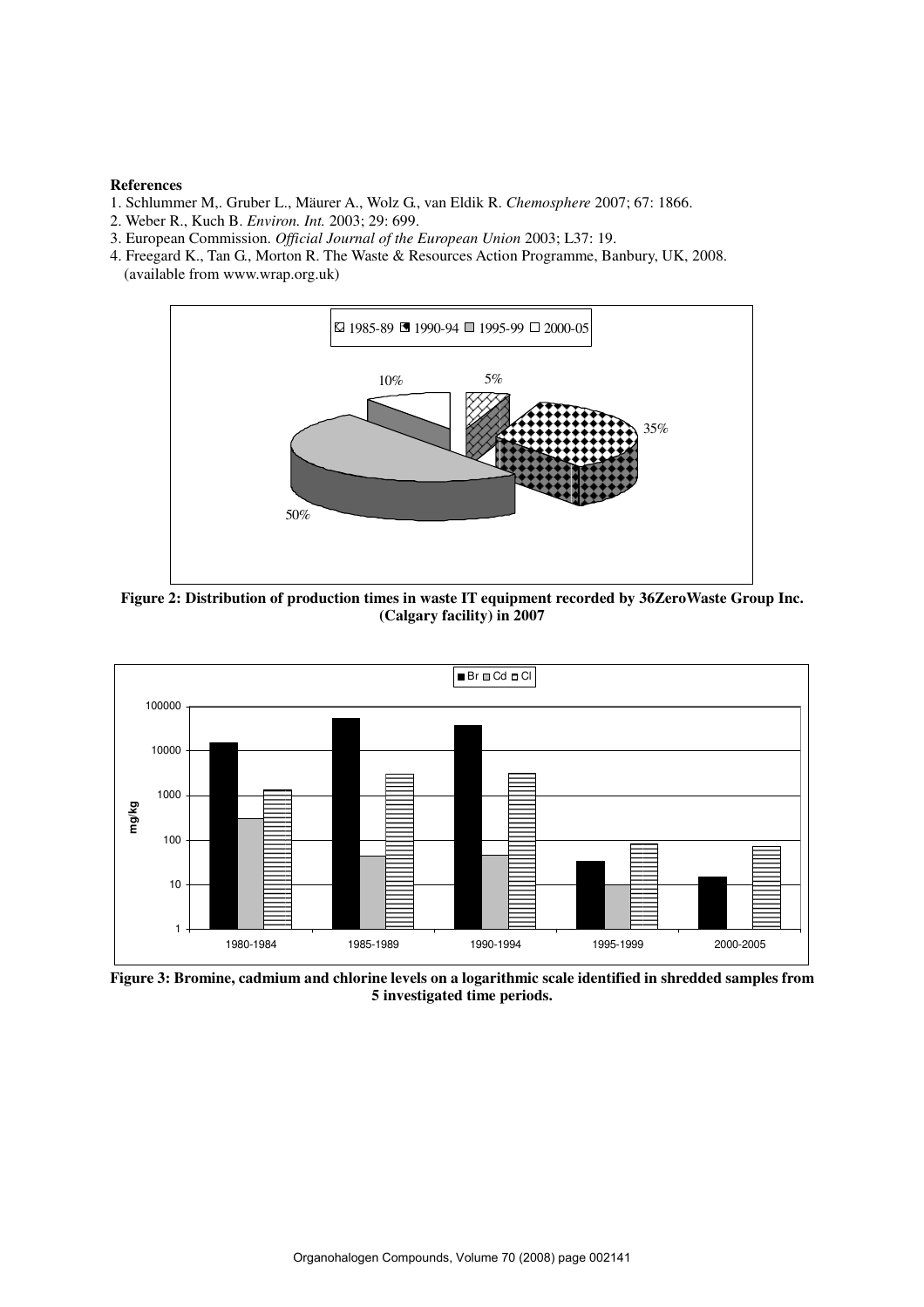**References**

1. Schlummer M,. Gruber L., Mäurer A., Wolz G., van Eldik R. *Chemosphere* 2007; 67: 1866.
2. Weber R., Kuch B. *Environ. Int.* 2003; 29: 699.
3. European Commission. *Official Journal of the European Union* 2003; L37: 19.
4. Freegard K., Tan G., Morton R. The Waste & Resources Action Programme, Banbury, UK, 2008. (available from www.wrap.org.uk)

**Figure 2: Distribution of production times in waste IT equipment recorded by 36ZeroWaste Group Inc. (Calgary facility) in 2007**

**Figure 3: Bromine, cadmium and chlorine levels on a logarithmic scale identified in shredded samples from 5 investigated time periods.**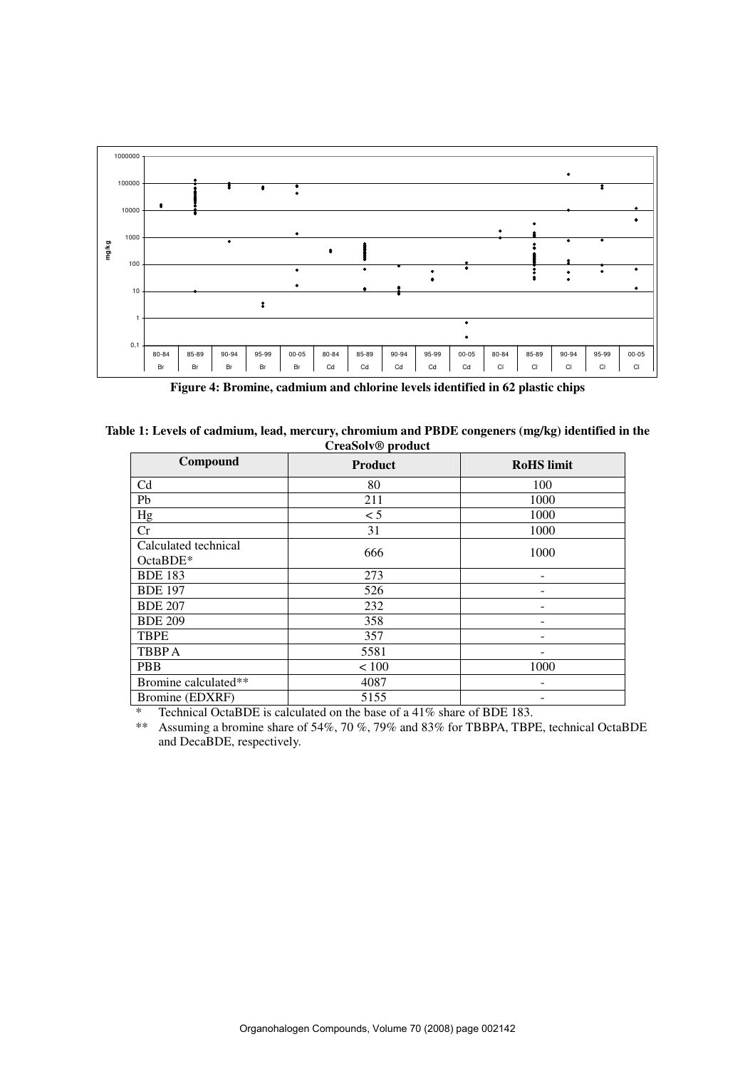1000000
100000
10000
1000
100
10
1
0,1

mg/kg

80-84 Br | 85-89 Br | 90-94 Br | 95-99 Br | 00-05 Br | 80-84 Cd | 85-89 Cd | 90-94 Cd | 95-99 Cd | 00-05 Cd | 80-84 Cl | 85-89 Cl | 90-94 Cl | 95-99 Cl | 00-05 Cl

**Figure 4: Bromine, cadmium and chlorine levels identified in 62 plastic chips**

**Table 1: Levels of cadmium, lead, mercury, chromium and PBDE congeners (mg/kg) identified in the CreaSolv® product**

| Compound | Product | RoHS limit |
|---|---|---|
| Cd | 80 | 100 |
| Pb | 211 | 1000 |
| Hg | < 5 | 1000 |
| Cr | 31 | 1000 |
| Calculated technical OctaBDE* | 666 | 1000 |
| BDE 183 | 273 | - |
| BDE 197 | 526 | - |
| BDE 207 | 232 | - |
| BDE 209 | 358 | - |
| TBPE | 357 | - |
| TBBP A | 5581 | - |
| PBB | < 100 | 1000 |
| Bromine calculated** | 4087 | - |
| Bromine (EDXRF) | 5155 | - |

\* Technical OctaBDE is calculated on the base of a 41% share of BDE 183.

\** Assuming a bromine share of 54%, 70 %, 79% and 83% for TBBPA, TBPE, technical OctaBDE and DecaBDE, respectively.